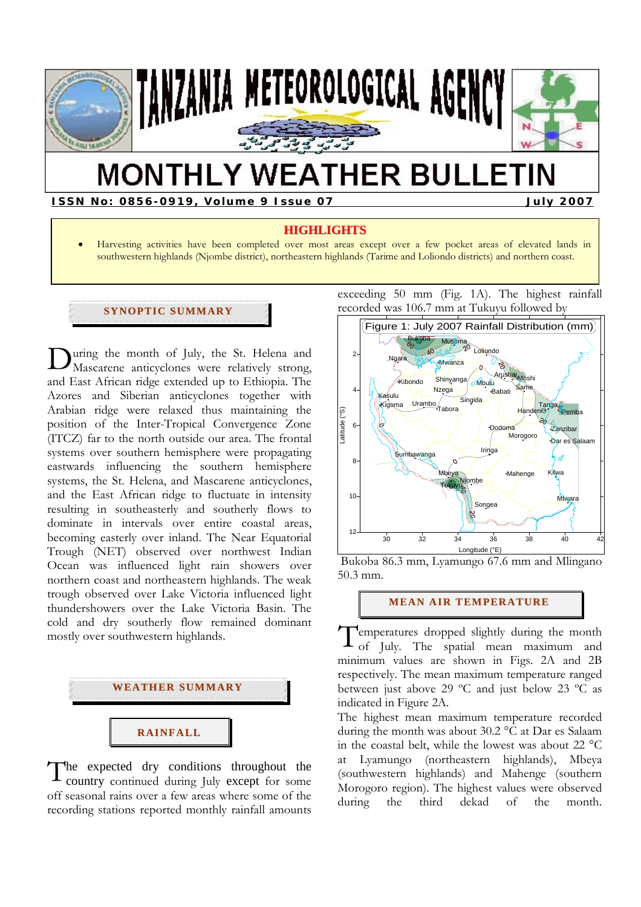# TANZANIA METEOROLOGICAL AGENCY

# MONTHLY WEATHER BULLETIN

**ISSN No: 0856-0919, Volume 9 Issue 07** **July 2007**

## HIGHLIGHTS

- Harvesting activities have been completed over most areas except over a few pocket areas of elevated lands in southwestern highlands (Njombe district), northeastern highlands (Tarime and Loliondo districts) and northern coast.

## SYNOPTIC SUMMARY

During the month of July, the St. Helena and Mascarene anticyclones were relatively strong, and East African ridge extended up to Ethiopia. The Azores and Siberian anticyclones together with Arabian ridge were relaxed thus maintaining the position of the Inter-Tropical Convergence Zone (ITCZ) far to the north outside our area. The frontal systems over southern hemisphere were propagating eastwards influencing the southern hemisphere systems, the St. Helena, and Mascarene anticyclones, and the East African ridge to fluctuate in intensity resulting in southeasterly and southerly flows to dominate in intervals over entire coastal areas, becoming easterly over inland. The Near Equatorial Trough (NET) observed over northwest Indian Ocean was influenced light rain showers over northern coast and northeastern highlands. The weak trough observed over Lake Victoria influenced light thundershowers over the Lake Victoria Basin. The cold and dry southerly flow remained dominant mostly over southwestern highlands.

## WEATHER SUMMARY

### RAINFALL

The expected dry conditions throughout the country continued during July except for some off seasonal rains over a few areas where some of the recording stations reported monthly rainfall amounts exceeding 50 mm (Fig. 1A). The highest rainfall recorded was 106.7 mm at Tukuyu followed by Bukoba 86.3 mm, Lyamungo 67.6 mm and Mlingano 50.3 mm.

Figure 1: July 2007 Rainfall Distribution (mm)

### MEAN AIR TEMPERATURE

Temperatures dropped slightly during the month of July. The spatial mean maximum and minimum values are shown in Figs. 2A and 2B respectively. The mean maximum temperature ranged between just above 29 ºC and just below 23 ºC as indicated in Figure 2A.

The highest mean maximum temperature recorded during the month was about 30.2 °C at Dar es Salaam in the coastal belt, while the lowest was about 22 °C at Lyamungo (northeastern highlands), Mbeya (southwestern highlands) and Mahenge (southern Morogoro region). The highest values were observed during the third dekad of the month.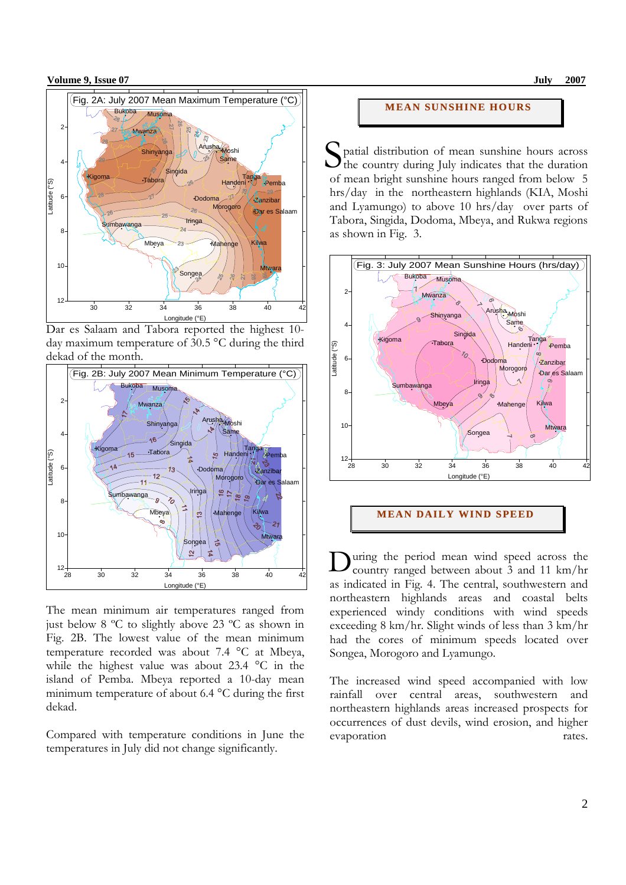Fig. 2A: July 2007 Mean Maximum Temperature (°C)

Dar es Salaam and Tabora reported the highest 10-day maximum temperature of 30.5 °C during the third dekad of the month.

Fig. 2B: July 2007 Mean Minimum Temperature (°C)

The mean minimum air temperatures ranged from just below 8 ºC to slightly above 23 ºC as shown in Fig. 2B. The lowest value of the mean minimum temperature recorded was about 7.4 °C at Mbeya, while the highest value was about 23.4 °C in the island of Pemba. Mbeya reported a 10-day mean minimum temperature of about 6.4 °C during the first dekad.

Compared with temperature conditions in June the temperatures in July did not change significantly.

## MEAN SUNSHINE HOURS

Spatial distribution of mean sunshine hours across the country during July indicates that the duration of mean bright sunshine hours ranged from below 5 hrs/day in the northeastern highlands (KIA, Moshi and Lyamungo) to above 10 hrs/day over parts of Tabora, Singida, Dodoma, Mbeya, and Rukwa regions as shown in Fig. 3.

Fig. 3: July 2007 Mean Sunshine Hours (hrs/day)

## MEAN DAILY WIND SPEED

During the period mean wind speed across the country ranged between about 3 and 11 km/hr as indicated in Fig. 4. The central, southwestern and northeastern highlands areas and coastal belts experienced windy conditions with wind speeds exceeding 8 km/hr. Slight winds of less than 3 km/hr had the cores of minimum speeds located over Songea, Morogoro and Lyamungo.

The increased wind speed accompanied with low rainfall over central areas, southwestern and northeastern highlands areas increased prospects for occurrences of dust devils, wind erosion, and higher evaporation rates.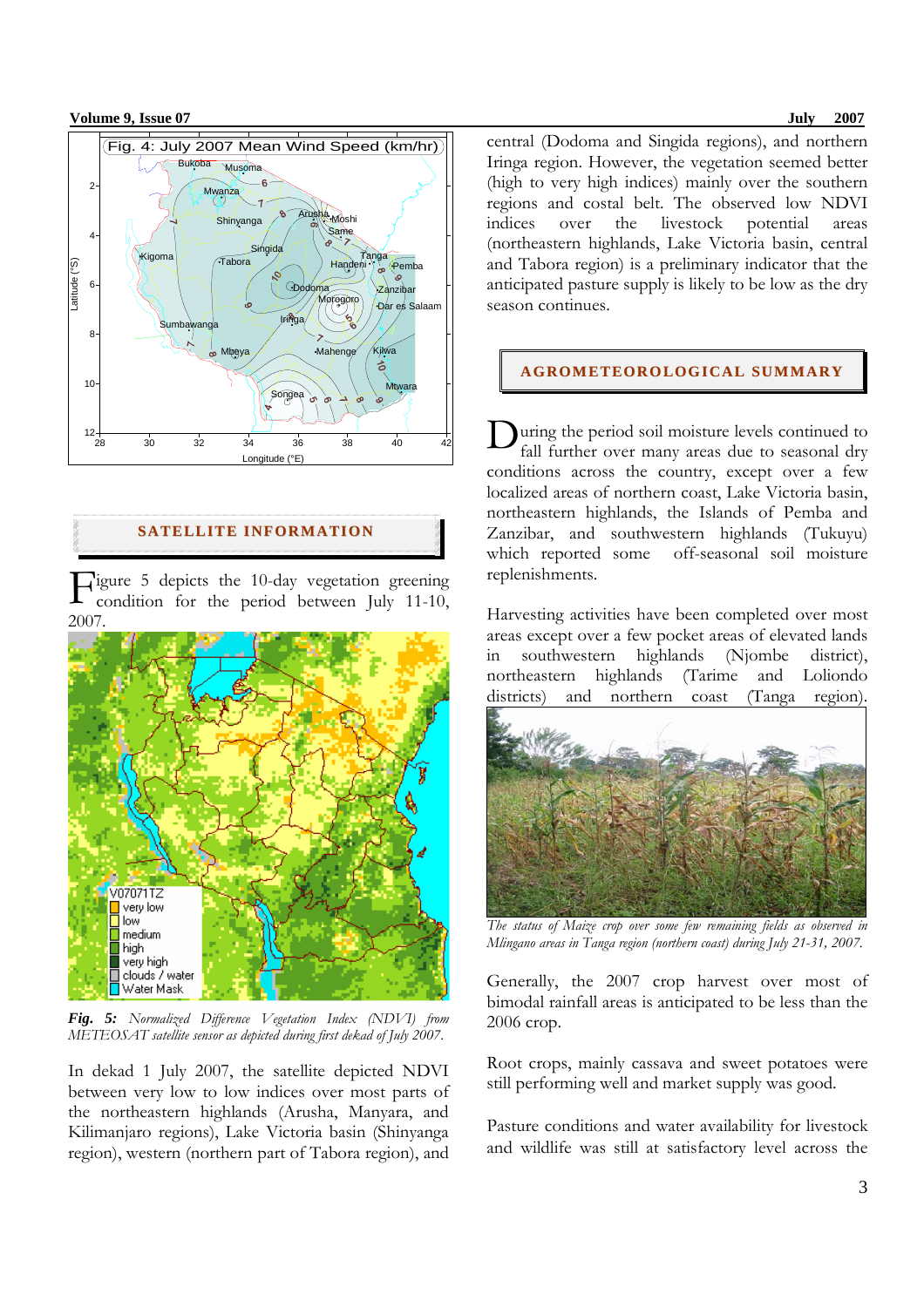Fig. 4: July 2007 Mean Wind Speed (km/hr)

## SATELLITE INFORMATION

Figure 5 depicts the 10-day vegetation greening condition for the period between July 11-10, 2007.

***Fig. 5:*** *Normalized Difference Vegetation Index (NDVI) from METEOSAT satellite sensor as depicted during first dekad of July 2007.*

In dekad 1 July 2007, the satellite depicted NDVI between very low to low indices over most parts of the northeastern highlands (Arusha, Manyara, and Kilimanjaro regions), Lake Victoria basin (Shinyanga region), western (northern part of Tabora region), and central (Dodoma and Singida regions), and northern Iringa region. However, the vegetation seemed better (high to very high indices) mainly over the southern regions and costal belt. The observed low NDVI indices over the livestock potential areas (northeastern highlands, Lake Victoria basin, central and Tabora region) is a preliminary indicator that the anticipated pasture supply is likely to be low as the dry season continues.

## AGROMETEOROLOGICAL SUMMARY

During the period soil moisture levels continued to fall further over many areas due to seasonal dry conditions across the country, except over a few localized areas of northern coast, Lake Victoria basin, northeastern highlands, the Islands of Pemba and Zanzibar, and southwestern highlands (Tukuyu) which reported some off-seasonal soil moisture replenishments.

Harvesting activities have been completed over most areas except over a few pocket areas of elevated lands in southwestern highlands (Njombe district), northeastern highlands (Tarime and Loliondo districts) and northern coast (Tanga region).

*The status of Maize crop over some few remaining fields as observed in Mlingano areas in Tanga region (northern coast) during July 21-31, 2007.*

Generally, the 2007 crop harvest over most of bimodal rainfall areas is anticipated to be less than the 2006 crop.

Root crops, mainly cassava and sweet potatoes were still performing well and market supply was good.

Pasture conditions and water availability for livestock and wildlife was still at satisfactory level across the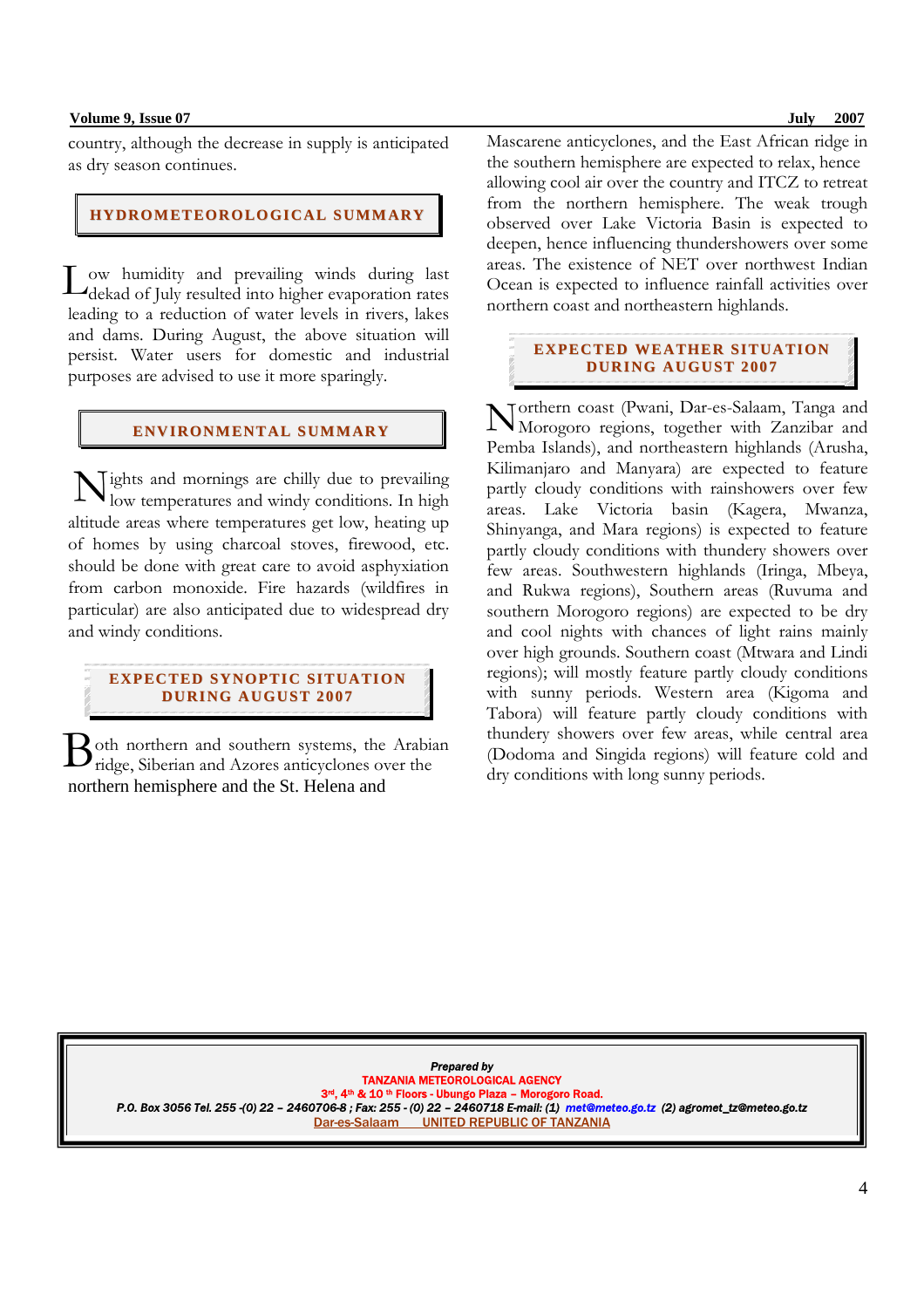country, although the decrease in supply is anticipated as dry season continues.

## HYDROMETEOROLOGICAL SUMMARY

Low humidity and prevailing winds during last dekad of July resulted into higher evaporation rates leading to a reduction of water levels in rivers, lakes and dams. During August, the above situation will persist. Water users for domestic and industrial purposes are advised to use it more sparingly.

## ENVIRONMENTAL SUMMARY

Nights and mornings are chilly due to prevailing low temperatures and windy conditions. In high altitude areas where temperatures get low, heating up of homes by using charcoal stoves, firewood, etc. should be done with great care to avoid asphyxiation from carbon monoxide. Fire hazards (wildfires in particular) are also anticipated due to widespread dry and windy conditions.

## EXPECTED SYNOPTIC SITUATION DURING AUGUST 2007

Both northern and southern systems, the Arabian ridge, Siberian and Azores anticyclones over the northern hemisphere and the St. Helena and Mascarene anticyclones, and the East African ridge in the southern hemisphere are expected to relax, hence allowing cool air over the country and ITCZ to retreat from the northern hemisphere. The weak trough observed over Lake Victoria Basin is expected to deepen, hence influencing thundershowers over some areas. The existence of NET over northwest Indian Ocean is expected to influence rainfall activities over northern coast and northeastern highlands.

## EXPECTED WEATHER SITUATION DURING AUGUST 2007

Northern coast (Pwani, Dar-es-Salaam, Tanga and Morogoro regions, together with Zanzibar and Pemba Islands), and northeastern highlands (Arusha, Kilimanjaro and Manyara) are expected to feature partly cloudy conditions with rainshowers over few areas. Lake Victoria basin (Kagera, Mwanza, Shinyanga, and Mara regions) is expected to feature partly cloudy conditions with thundery showers over few areas. Southwestern highlands (Iringa, Mbeya, and Rukwa regions), Southern areas (Ruvuma and southern Morogoro regions) are expected to be dry and cool nights with chances of light rains mainly over high grounds. Southern coast (Mtwara and Lindi regions); will mostly feature partly cloudy conditions with sunny periods. Western area (Kigoma and Tabora) will feature partly cloudy conditions with thundery showers over few areas, while central area (Dodoma and Singida regions) will feature cold and dry conditions with long sunny periods.

*Prepared by*
**TANZANIA METEOROLOGICAL AGENCY**
**3rd, 4th & 10 th Floors - Ubungo Plaza – Morogoro Road.**
*P.O. Box 3056 Tel. 255 -(0) 22 – 2460706-8 ; Fax: 255 - (0) 22 – 2460718 E-mail: (1) met@meteo.go.tz (2) agromet_tz@meteo.go.tz*
Dar-es-Salaam UNITED REPUBLIC OF TANZANIA